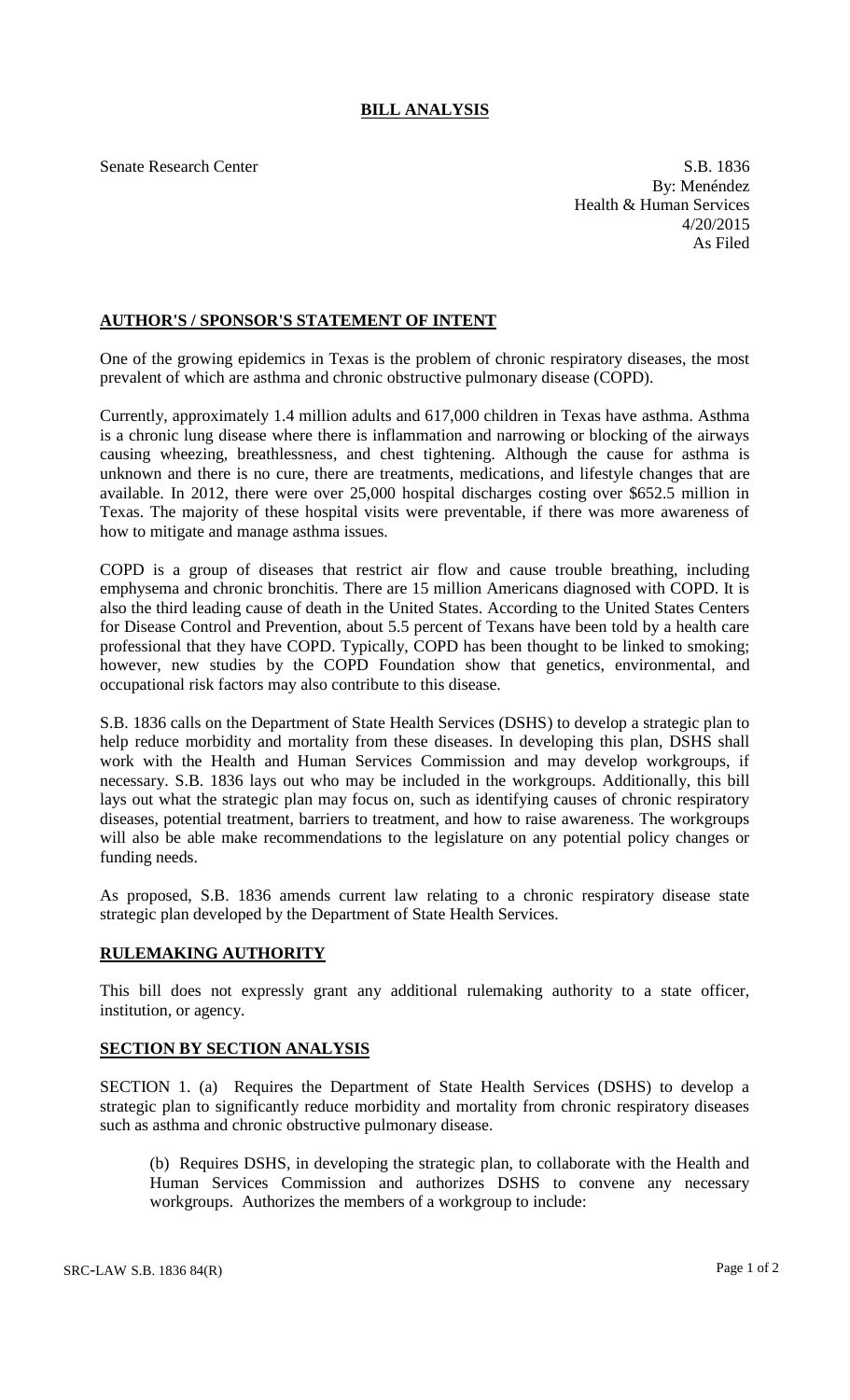# BILL ANALYSIS

Senate Research Center

S.B. 1836
By: Menéndez
Health & Human Services
4/20/2015
As Filed

## AUTHOR'S / SPONSOR'S STATEMENT OF INTENT

One of the growing epidemics in Texas is the problem of chronic respiratory diseases, the most prevalent of which are asthma and chronic obstructive pulmonary disease (COPD).

Currently, approximately 1.4 million adults and 617,000 children in Texas have asthma. Asthma is a chronic lung disease where there is inflammation and narrowing or blocking of the airways causing wheezing, breathlessness, and chest tightening. Although the cause for asthma is unknown and there is no cure, there are treatments, medications, and lifestyle changes that are available. In 2012, there were over 25,000 hospital discharges costing over $652.5 million in Texas. The majority of these hospital visits were preventable, if there was more awareness of how to mitigate and manage asthma issues.

COPD is a group of diseases that restrict air flow and cause trouble breathing, including emphysema and chronic bronchitis. There are 15 million Americans diagnosed with COPD. It is also the third leading cause of death in the United States. According to the United States Centers for Disease Control and Prevention, about 5.5 percent of Texans have been told by a health care professional that they have COPD. Typically, COPD has been thought to be linked to smoking; however, new studies by the COPD Foundation show that genetics, environmental, and occupational risk factors may also contribute to this disease.

S.B. 1836 calls on the Department of State Health Services (DSHS) to develop a strategic plan to help reduce morbidity and mortality from these diseases. In developing this plan, DSHS shall work with the Health and Human Services Commission and may develop workgroups, if necessary. S.B. 1836 lays out who may be included in the workgroups. Additionally, this bill lays out what the strategic plan may focus on, such as identifying causes of chronic respiratory diseases, potential treatment, barriers to treatment, and how to raise awareness. The workgroups will also be able make recommendations to the legislature on any potential policy changes or funding needs.

As proposed, S.B. 1836 amends current law relating to a chronic respiratory disease state strategic plan developed by the Department of State Health Services.

## RULEMAKING AUTHORITY

This bill does not expressly grant any additional rulemaking authority to a state officer, institution, or agency.

## SECTION BY SECTION ANALYSIS

SECTION 1. (a) Requires the Department of State Health Services (DSHS) to develop a strategic plan to significantly reduce morbidity and mortality from chronic respiratory diseases such as asthma and chronic obstructive pulmonary disease.

(b) Requires DSHS, in developing the strategic plan, to collaborate with the Health and Human Services Commission and authorizes DSHS to convene any necessary workgroups. Authorizes the members of a workgroup to include: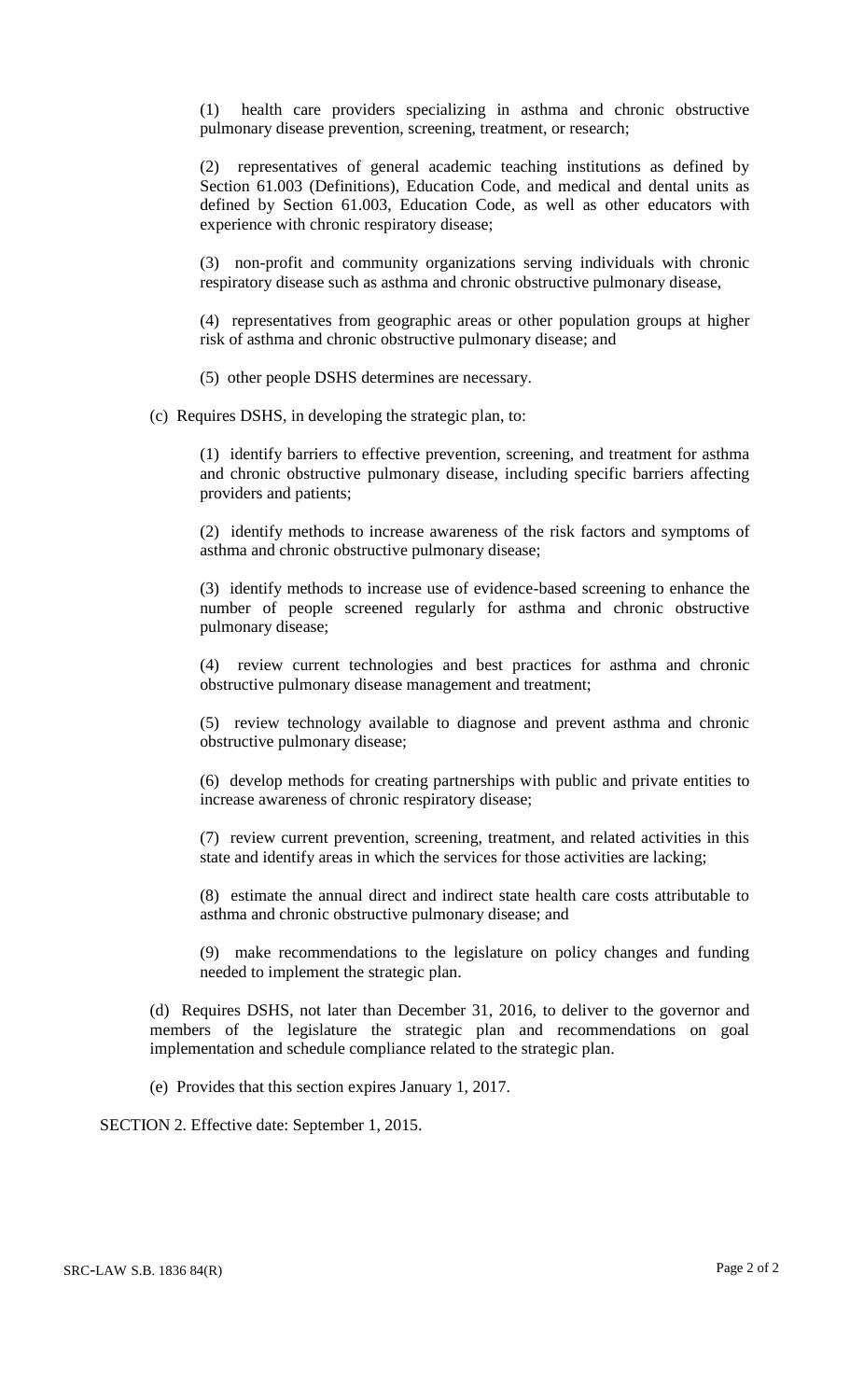(1) health care providers specializing in asthma and chronic obstructive pulmonary disease prevention, screening, treatment, or research;

(2) representatives of general academic teaching institutions as defined by Section 61.003 (Definitions), Education Code, and medical and dental units as defined by Section 61.003, Education Code, as well as other educators with experience with chronic respiratory disease;

(3) non-profit and community organizations serving individuals with chronic respiratory disease such as asthma and chronic obstructive pulmonary disease,

(4) representatives from geographic areas or other population groups at higher risk of asthma and chronic obstructive pulmonary disease; and

(5) other people DSHS determines are necessary.

(c) Requires DSHS, in developing the strategic plan, to:

(1) identify barriers to effective prevention, screening, and treatment for asthma and chronic obstructive pulmonary disease, including specific barriers affecting providers and patients;

(2) identify methods to increase awareness of the risk factors and symptoms of asthma and chronic obstructive pulmonary disease;

(3) identify methods to increase use of evidence-based screening to enhance the number of people screened regularly for asthma and chronic obstructive pulmonary disease;

(4) review current technologies and best practices for asthma and chronic obstructive pulmonary disease management and treatment;

(5) review technology available to diagnose and prevent asthma and chronic obstructive pulmonary disease;

(6) develop methods for creating partnerships with public and private entities to increase awareness of chronic respiratory disease;

(7) review current prevention, screening, treatment, and related activities in this state and identify areas in which the services for those activities are lacking;

(8) estimate the annual direct and indirect state health care costs attributable to asthma and chronic obstructive pulmonary disease; and

(9) make recommendations to the legislature on policy changes and funding needed to implement the strategic plan.

(d) Requires DSHS, not later than December 31, 2016, to deliver to the governor and members of the legislature the strategic plan and recommendations on goal implementation and schedule compliance related to the strategic plan.

(e) Provides that this section expires January 1, 2017.

SECTION 2. Effective date: September 1, 2015.